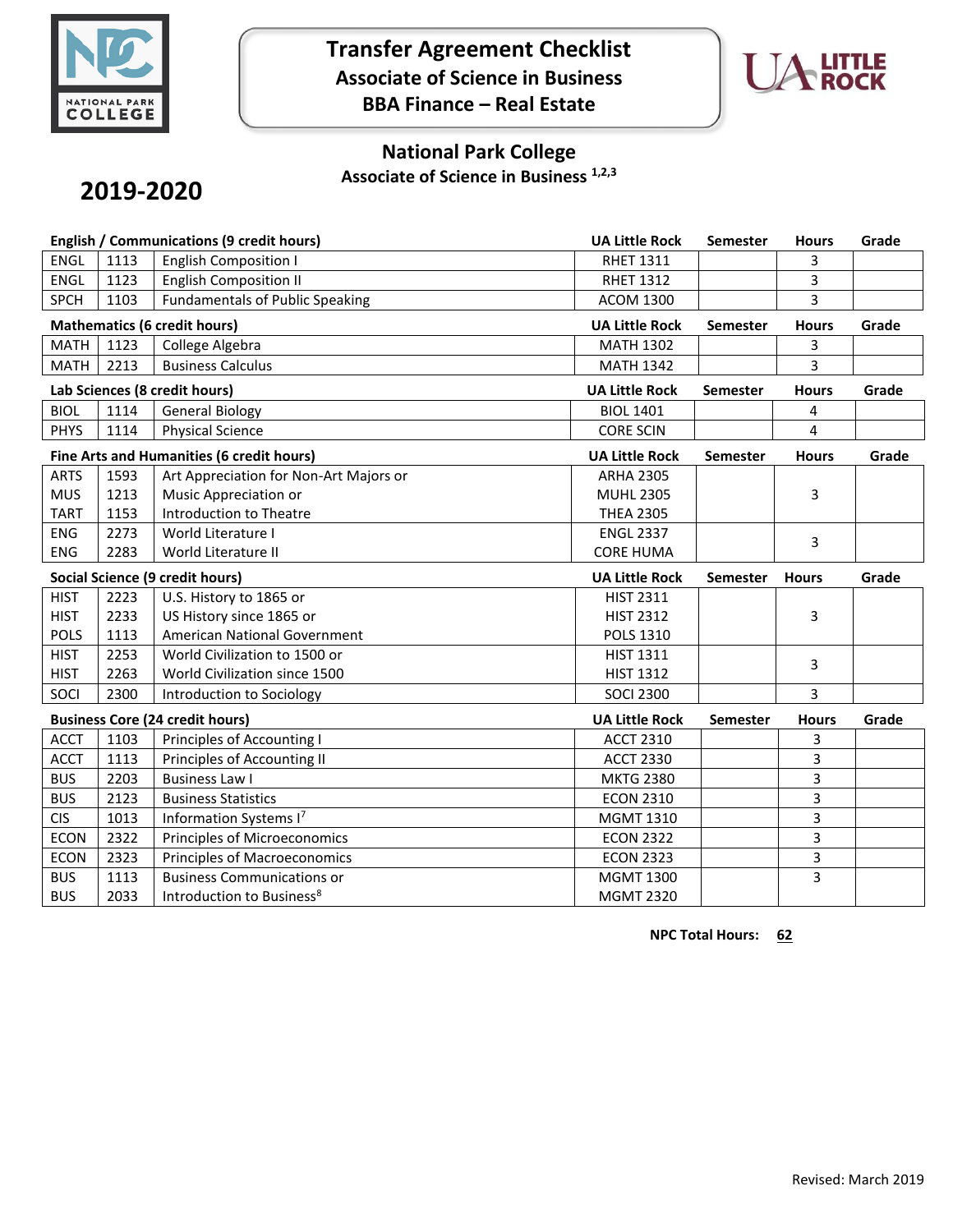# Transfer Agreement Checklist
## Associate of Science in Business
## BBA Finance – Real Estate

## National Park College
### Associate of Science in Business [1,2,3]

**2019-2020**

| English / Communications (9 credit hours) | | | UA Little Rock | Semester | Hours | Grade |
|---|---|---|---|---|---|---|
| ENGL | 1113 | English Composition I | RHET 1311 | | 3 | |
| ENGL | 1123 | English Composition II | RHET 1312 | | 3 | |
| SPCH | 1103 | Fundamentals of Public Speaking | ACOM 1300 | | 3 | |

| Mathematics (6 credit hours) | | | UA Little Rock | Semester | Hours | Grade |
|---|---|---|---|---|---|---|
| MATH | 1123 | College Algebra | MATH 1302 | | 3 | |
| MATH | 2213 | Business Calculus | MATH 1342 | | 3 | |

| Lab Sciences (8 credit hours) | | | UA Little Rock | Semester | Hours | Grade |
|---|---|---|---|---|---|---|
| BIOL | 1114 | General Biology | BIOL 1401 | | 4 | |
| PHYS | 1114 | Physical Science | CORE SCIN | | 4 | |

| Fine Arts and Humanities (6 credit hours) | | | UA Little Rock | Semester | Hours | Grade |
|---|---|---|---|---|---|---|
| ARTS | 1593 | Art Appreciation for Non-Art Majors or | ARHA 2305 | | 3 | |
| MUS | 1213 | Music Appreciation or | MUHL 2305 | | | |
| TART | 1153 | Introduction to Theatre | THEA 2305 | | | |
| ENG | 2273 | World Literature I | ENGL 2337 | | 3 | |
| ENG | 2283 | World Literature II | CORE HUMA | | | |

| Social Science (9 credit hours) | | | UA Little Rock | Semester | Hours | Grade |
|---|---|---|---|---|---|---|
| HIST | 2223 | U.S. History to 1865 or | HIST 2311 | | 3 | |
| HIST | 2233 | US History since 1865 or | HIST 2312 | | | |
| POLS | 1113 | American National Government | POLS 1310 | | | |
| HIST | 2253 | World Civilization to 1500 or | HIST 1311 | | 3 | |
| HIST | 2263 | World Civilization since 1500 | HIST 1312 | | | |
| SOCI | 2300 | Introduction to Sociology | SOCI 2300 | | 3 | |

| Business Core (24 credit hours) | | | UA Little Rock | Semester | Hours | Grade |
|---|---|---|---|---|---|---|
| ACCT | 1103 | Principles of Accounting I | ACCT 2310 | | 3 | |
| ACCT | 1113 | Principles of Accounting II | ACCT 2330 | | 3 | |
| BUS | 2203 | Business Law I | MKTG 2380 | | 3 | |
| BUS | 2123 | Business Statistics | ECON 2310 | | 3 | |
| CIS | 1013 | Information Systems I[7] | MGMT 1310 | | 3 | |
| ECON | 2322 | Principles of Microeconomics | ECON 2322 | | 3 | |
| ECON | 2323 | Principles of Macroeconomics | ECON 2323 | | 3 | |
| BUS | 1113 | Business Communications or | MGMT 1300 | | 3 | |
| BUS | 2033 | Introduction to Business[8] | MGMT 2320 | | | |

**NPC Total Hours: 62**

Revised: March 2019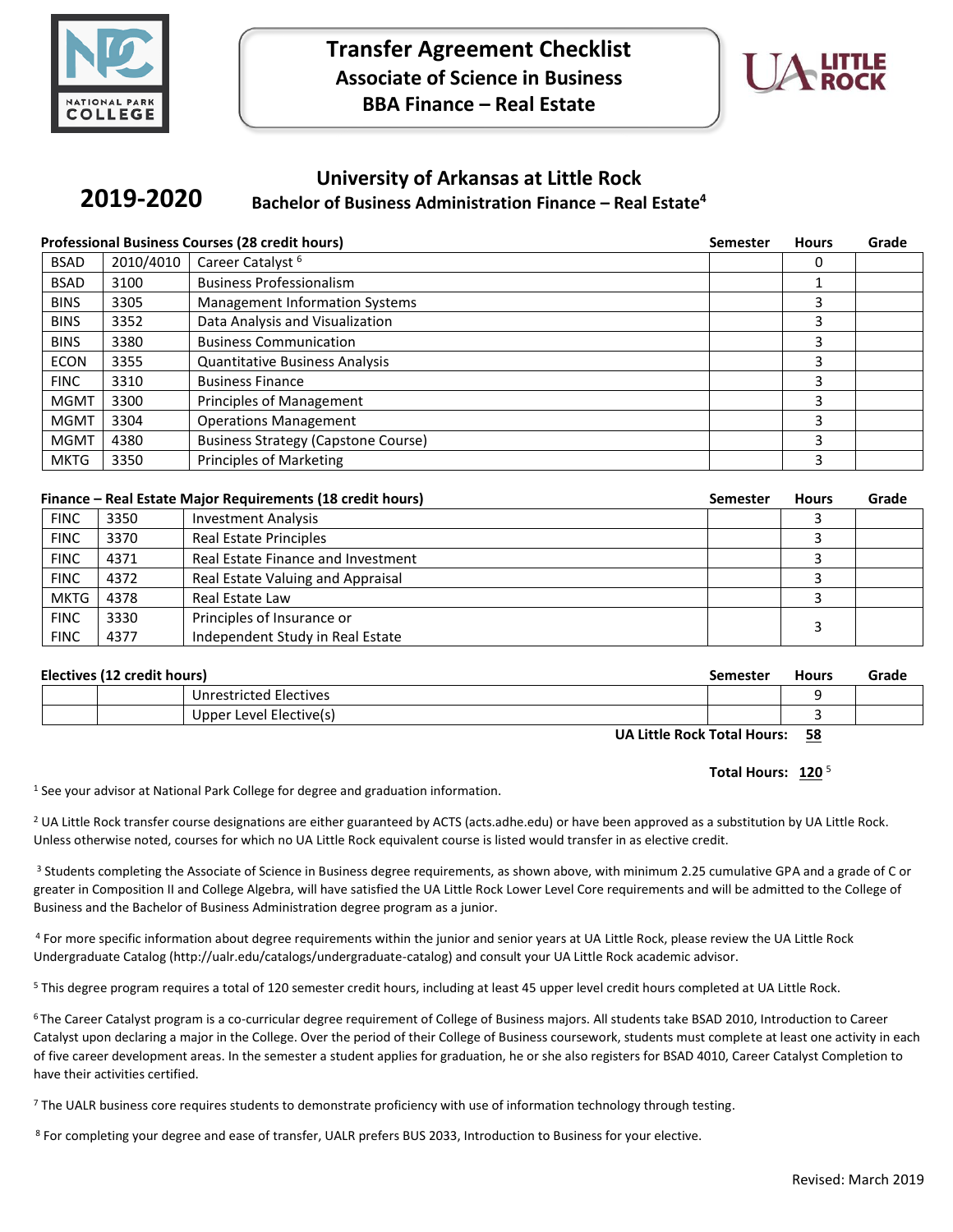# Transfer Agreement Checklist
## Associate of Science in Business
## BBA Finance – Real Estate

**2019-2020**

## University of Arkansas at Little Rock
### Bachelor of Business Administration Finance – Real Estate[4]

**Professional Business Courses (28 credit hours)**

| | | | Semester | Hours | Grade |
|---|---|---|---|---|---|
| BSAD | 2010/4010 | Career Catalyst [6] | | 0 | |
| BSAD | 3100 | Business Professionalism | | 1 | |
| BINS | 3305 | Management Information Systems | | 3 | |
| BINS | 3352 | Data Analysis and Visualization | | 3 | |
| BINS | 3380 | Business Communication | | 3 | |
| ECON | 3355 | Quantitative Business Analysis | | 3 | |
| FINC | 3310 | Business Finance | | 3 | |
| MGMT | 3300 | Principles of Management | | 3 | |
| MGMT | 3304 | Operations Management | | 3 | |
| MGMT | 4380 | Business Strategy (Capstone Course) | | 3 | |
| MKTG | 3350 | Principles of Marketing | | 3 | |

**Finance – Real Estate Major Requirements (18 credit hours)**

| | | | Semester | Hours | Grade |
|---|---|---|---|---|---|
| FINC | 3350 | Investment Analysis | | 3 | |
| FINC | 3370 | Real Estate Principles | | 3 | |
| FINC | 4371 | Real Estate Finance and Investment | | 3 | |
| FINC | 4372 | Real Estate Valuing and Appraisal | | 3 | |
| MKTG | 4378 | Real Estate Law | | 3 | |
| FINC<br>FINC | 3330<br>4377 | Principles of Insurance or<br>Independent Study in Real Estate | | 3 | |

**Electives (12 credit hours)**

| | | | Semester | Hours | Grade |
|---|---|---|---|---|---|
| | | Unrestricted Electives | | 9 | |
| | | Upper Level Elective(s) | | 3 | |

**UA Little Rock Total Hours: 58**

**Total Hours: 120** [5]

[1] See your advisor at National Park College for degree and graduation information.

[2] UA Little Rock transfer course designations are either guaranteed by ACTS (acts.adhe.edu) or have been approved as a substitution by UA Little Rock. Unless otherwise noted, courses for which no UA Little Rock equivalent course is listed would transfer in as elective credit.

[3] Students completing the Associate of Science in Business degree requirements, as shown above, with minimum 2.25 cumulative GPA and a grade of C or greater in Composition II and College Algebra, will have satisfied the UA Little Rock Lower Level Core requirements and will be admitted to the College of Business and the Bachelor of Business Administration degree program as a junior.

[4] For more specific information about degree requirements within the junior and senior years at UA Little Rock, please review the UA Little Rock Undergraduate Catalog (http://ualr.edu/catalogs/undergraduate-catalog) and consult your UA Little Rock academic advisor.

[5] This degree program requires a total of 120 semester credit hours, including at least 45 upper level credit hours completed at UA Little Rock.

[6] The Career Catalyst program is a co-curricular degree requirement of College of Business majors. All students take BSAD 2010, Introduction to Career Catalyst upon declaring a major in the College. Over the period of their College of Business coursework, students must complete at least one activity in each of five career development areas. In the semester a student applies for graduation, he or she also registers for BSAD 4010, Career Catalyst Completion to have their activities certified.

[7] The UALR business core requires students to demonstrate proficiency with use of information technology through testing.

[8] For completing your degree and ease of transfer, UALR prefers BUS 2033, Introduction to Business for your elective.

Revised: March 2019